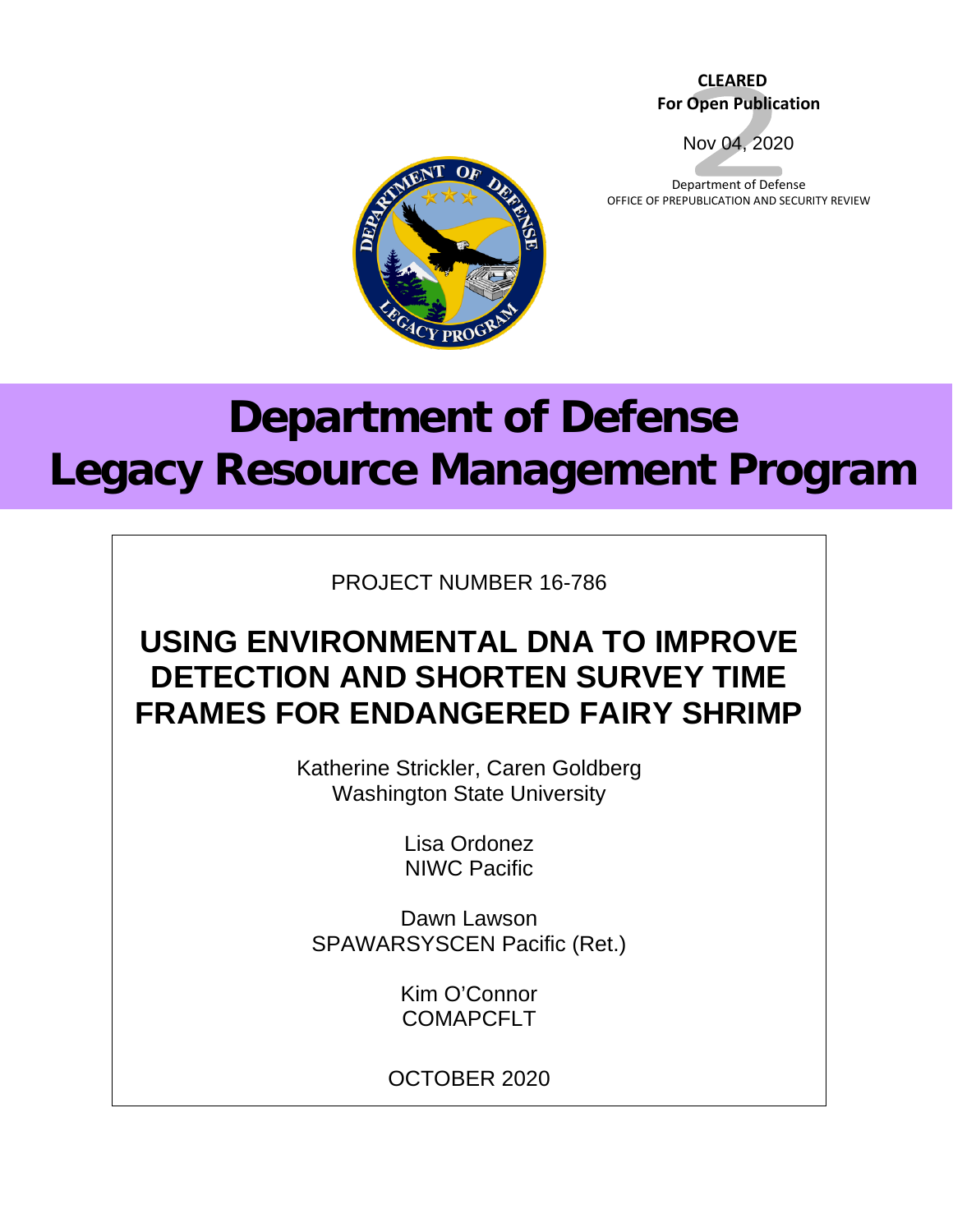**CLEARED**
**For Open Publication**

Nov 04, 2020

Department of Defense
OFFICE OF PREPUBLICATION AND SECURITY REVIEW

# Department of Defense Legacy Resource Management Program

PROJECT NUMBER 16-786

## USING ENVIRONMENTAL DNA TO IMPROVE DETECTION AND SHORTEN SURVEY TIME FRAMES FOR ENDANGERED FAIRY SHRIMP

Katherine Strickler, Caren Goldberg
Washington State University

Lisa Ordonez
NIWC Pacific

Dawn Lawson
SPAWARSYSCEN Pacific (Ret.)

Kim O'Connor
COMAPCFLT

OCTOBER 2020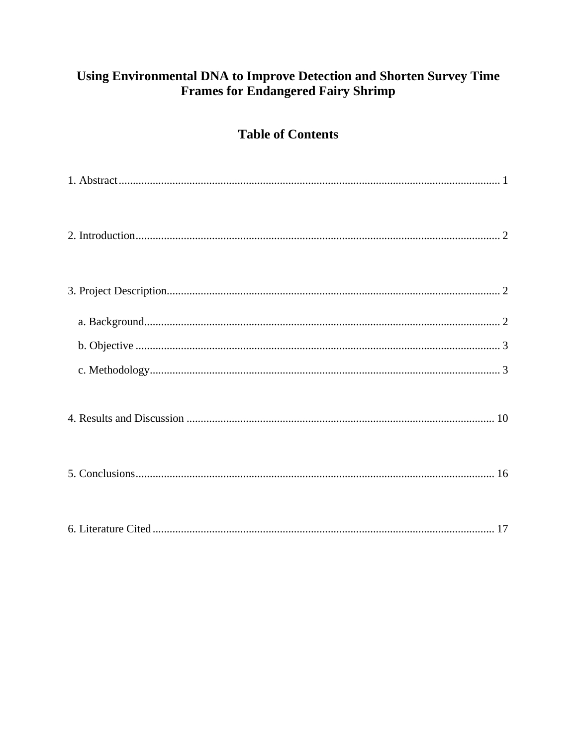# Using Environmental DNA to Improve Detection and Shorten Survey Time Frames for Endangered Fairy Shrimp

## Table of Contents

1. Abstract ........................................................................................................................ 1

2. Introduction .................................................................................................................. 2

3. Project Description ....................................................................................................... 2

   a. Background ............................................................................................................... 2

   b. Objective .................................................................................................................. 3

   c. Methodology ............................................................................................................. 3

4. Results and Discussion .............................................................................................. 10

5. Conclusions ................................................................................................................ 16

6. Literature Cited .......................................................................................................... 17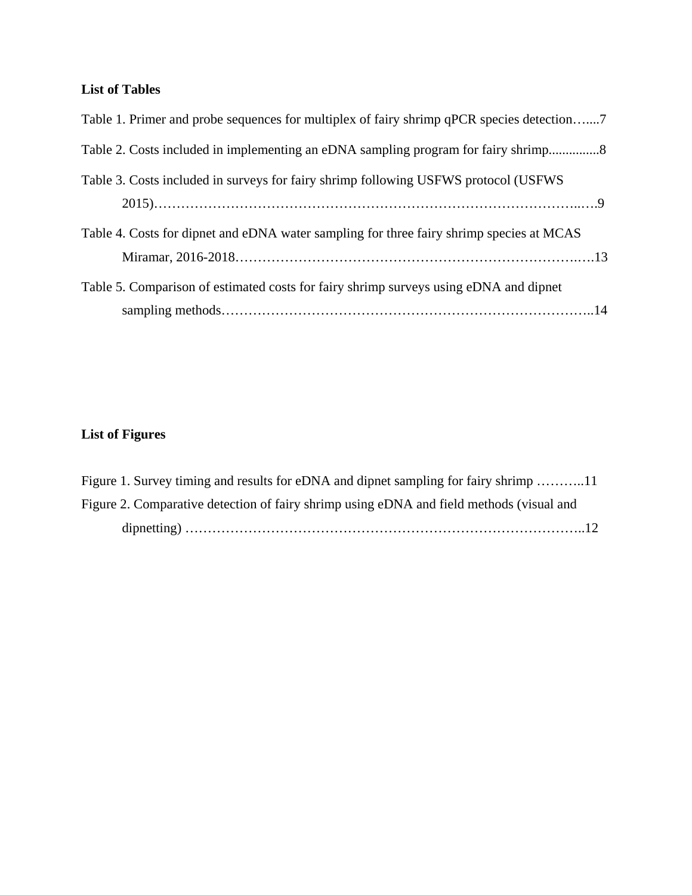**List of Tables**

Table 1. Primer and probe sequences for multiplex of fairy shrimp qPCR species detection…....7

Table 2. Costs included in implementing an eDNA sampling program for fairy shrimp...............8

Table 3. Costs included in surveys for fairy shrimp following USFWS protocol (USFWS 2015)……………………………………………………………………………………..….9

Table 4. Costs for dipnet and eDNA water sampling for three fairy shrimp species at MCAS Miramar, 2016-2018…………………………………………………………………..….13

Table 5. Comparison of estimated costs for fairy shrimp surveys using eDNA and dipnet sampling methods……………………………………………………………………..14

**List of Figures**

Figure 1. Survey timing and results for eDNA and dipnet sampling for fairy shrimp ………..11

Figure 2. Comparative detection of fairy shrimp using eDNA and field methods (visual and dipnetting) ……………………………………………………………………………..12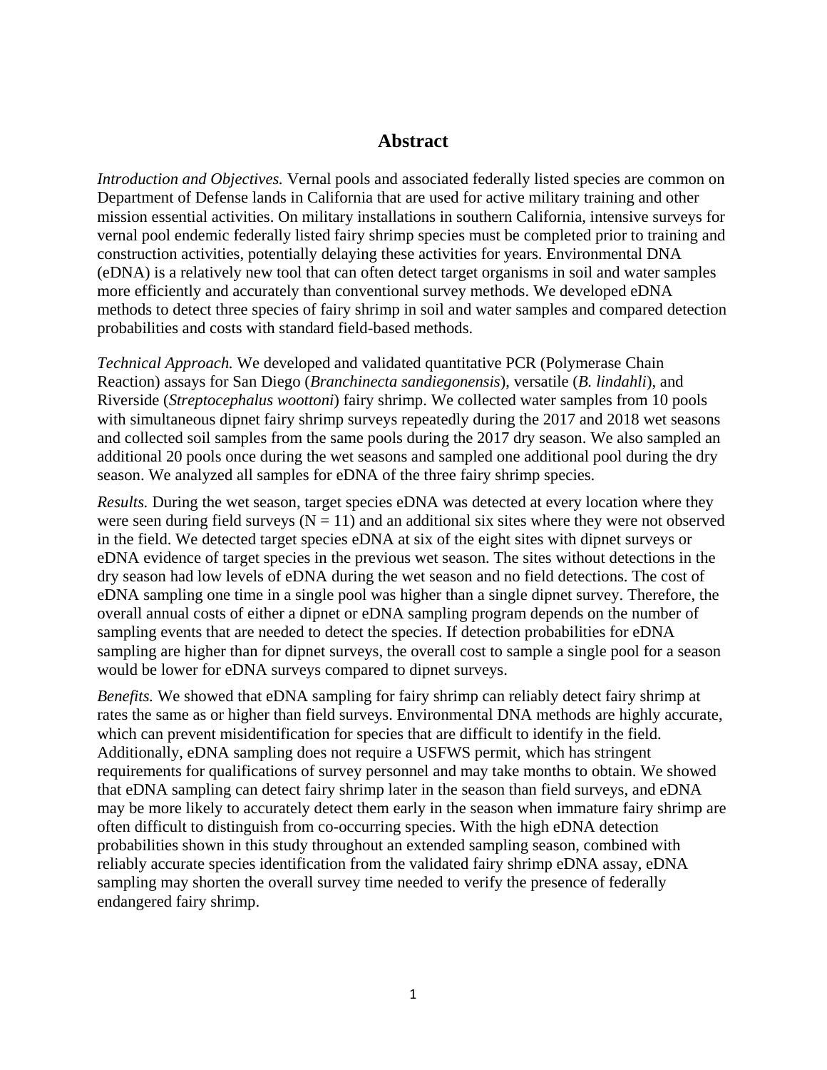# Abstract

*Introduction and Objectives.* Vernal pools and associated federally listed species are common on Department of Defense lands in California that are used for active military training and other mission essential activities. On military installations in southern California, intensive surveys for vernal pool endemic federally listed fairy shrimp species must be completed prior to training and construction activities, potentially delaying these activities for years. Environmental DNA (eDNA) is a relatively new tool that can often detect target organisms in soil and water samples more efficiently and accurately than conventional survey methods. We developed eDNA methods to detect three species of fairy shrimp in soil and water samples and compared detection probabilities and costs with standard field-based methods.

*Technical Approach.* We developed and validated quantitative PCR (Polymerase Chain Reaction) assays for San Diego (*Branchinecta sandiegonensis*), versatile (*B. lindahli*), and Riverside (*Streptocephalus woottoni*) fairy shrimp. We collected water samples from 10 pools with simultaneous dipnet fairy shrimp surveys repeatedly during the 2017 and 2018 wet seasons and collected soil samples from the same pools during the 2017 dry season. We also sampled an additional 20 pools once during the wet seasons and sampled one additional pool during the dry season. We analyzed all samples for eDNA of the three fairy shrimp species.

*Results.* During the wet season, target species eDNA was detected at every location where they were seen during field surveys (N = 11) and an additional six sites where they were not observed in the field. We detected target species eDNA at six of the eight sites with dipnet surveys or eDNA evidence of target species in the previous wet season. The sites without detections in the dry season had low levels of eDNA during the wet season and no field detections. The cost of eDNA sampling one time in a single pool was higher than a single dipnet survey. Therefore, the overall annual costs of either a dipnet or eDNA sampling program depends on the number of sampling events that are needed to detect the species. If detection probabilities for eDNA sampling are higher than for dipnet surveys, the overall cost to sample a single pool for a season would be lower for eDNA surveys compared to dipnet surveys.

*Benefits.* We showed that eDNA sampling for fairy shrimp can reliably detect fairy shrimp at rates the same as or higher than field surveys. Environmental DNA methods are highly accurate, which can prevent misidentification for species that are difficult to identify in the field. Additionally, eDNA sampling does not require a USFWS permit, which has stringent requirements for qualifications of survey personnel and may take months to obtain. We showed that eDNA sampling can detect fairy shrimp later in the season than field surveys, and eDNA may be more likely to accurately detect them early in the season when immature fairy shrimp are often difficult to distinguish from co-occurring species. With the high eDNA detection probabilities shown in this study throughout an extended sampling season, combined with reliably accurate species identification from the validated fairy shrimp eDNA assay, eDNA sampling may shorten the overall survey time needed to verify the presence of federally endangered fairy shrimp.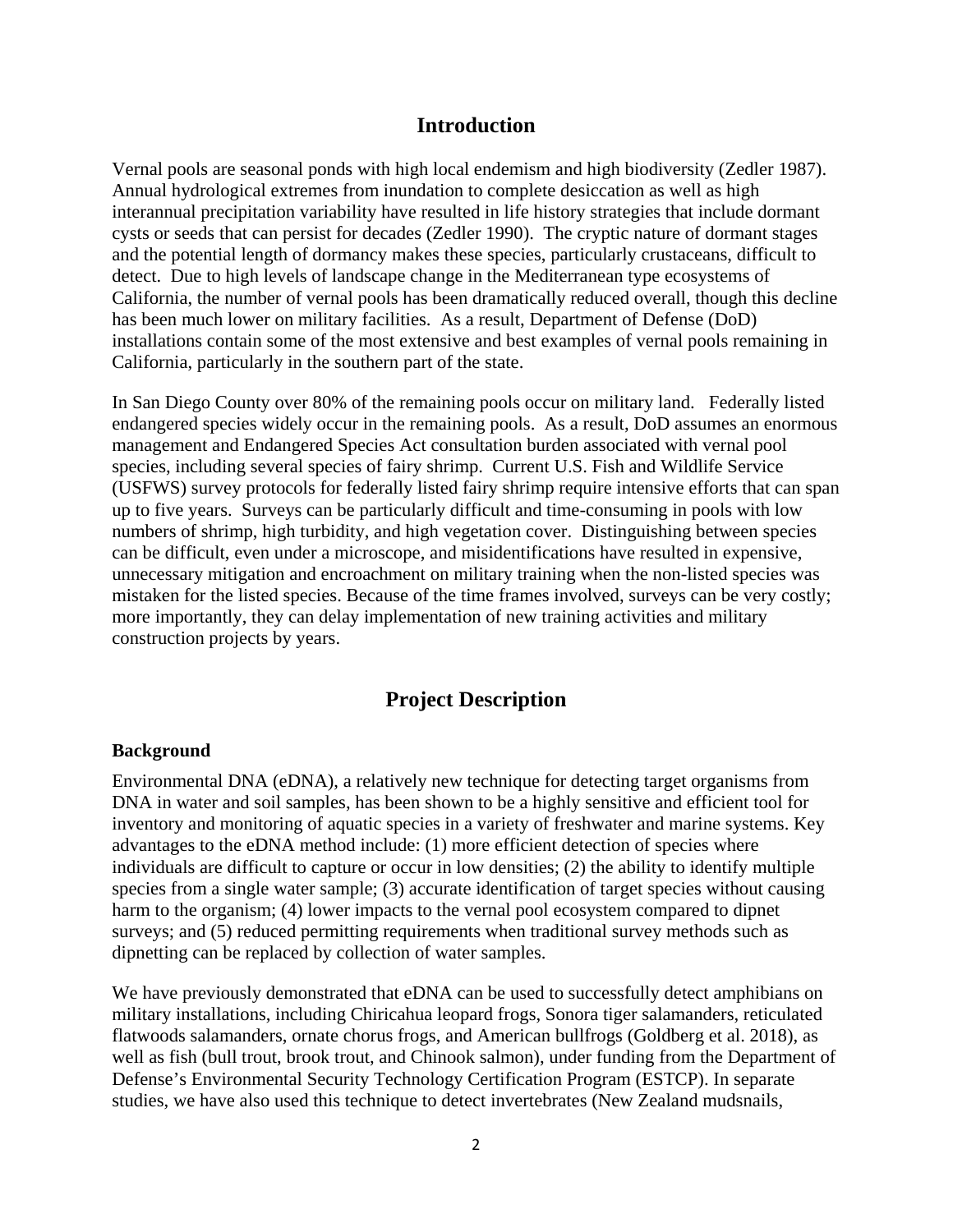## Introduction

Vernal pools are seasonal ponds with high local endemism and high biodiversity (Zedler 1987). Annual hydrological extremes from inundation to complete desiccation as well as high interannual precipitation variability have resulted in life history strategies that include dormant cysts or seeds that can persist for decades (Zedler 1990). The cryptic nature of dormant stages and the potential length of dormancy makes these species, particularly crustaceans, difficult to detect. Due to high levels of landscape change in the Mediterranean type ecosystems of California, the number of vernal pools has been dramatically reduced overall, though this decline has been much lower on military facilities. As a result, Department of Defense (DoD) installations contain some of the most extensive and best examples of vernal pools remaining in California, particularly in the southern part of the state.

In San Diego County over 80% of the remaining pools occur on military land. Federally listed endangered species widely occur in the remaining pools. As a result, DoD assumes an enormous management and Endangered Species Act consultation burden associated with vernal pool species, including several species of fairy shrimp. Current U.S. Fish and Wildlife Service (USFWS) survey protocols for federally listed fairy shrimp require intensive efforts that can span up to five years. Surveys can be particularly difficult and time-consuming in pools with low numbers of shrimp, high turbidity, and high vegetation cover. Distinguishing between species can be difficult, even under a microscope, and misidentifications have resulted in expensive, unnecessary mitigation and encroachment on military training when the non-listed species was mistaken for the listed species. Because of the time frames involved, surveys can be very costly; more importantly, they can delay implementation of new training activities and military construction projects by years.

## Project Description

### Background

Environmental DNA (eDNA), a relatively new technique for detecting target organisms from DNA in water and soil samples, has been shown to be a highly sensitive and efficient tool for inventory and monitoring of aquatic species in a variety of freshwater and marine systems. Key advantages to the eDNA method include: (1) more efficient detection of species where individuals are difficult to capture or occur in low densities; (2) the ability to identify multiple species from a single water sample; (3) accurate identification of target species without causing harm to the organism; (4) lower impacts to the vernal pool ecosystem compared to dipnet surveys; and (5) reduced permitting requirements when traditional survey methods such as dipnetting can be replaced by collection of water samples.

We have previously demonstrated that eDNA can be used to successfully detect amphibians on military installations, including Chiricahua leopard frogs, Sonora tiger salamanders, reticulated flatwoods salamanders, ornate chorus frogs, and American bullfrogs (Goldberg et al. 2018), as well as fish (bull trout, brook trout, and Chinook salmon), under funding from the Department of Defense's Environmental Security Technology Certification Program (ESTCP). In separate studies, we have also used this technique to detect invertebrates (New Zealand mudsnails,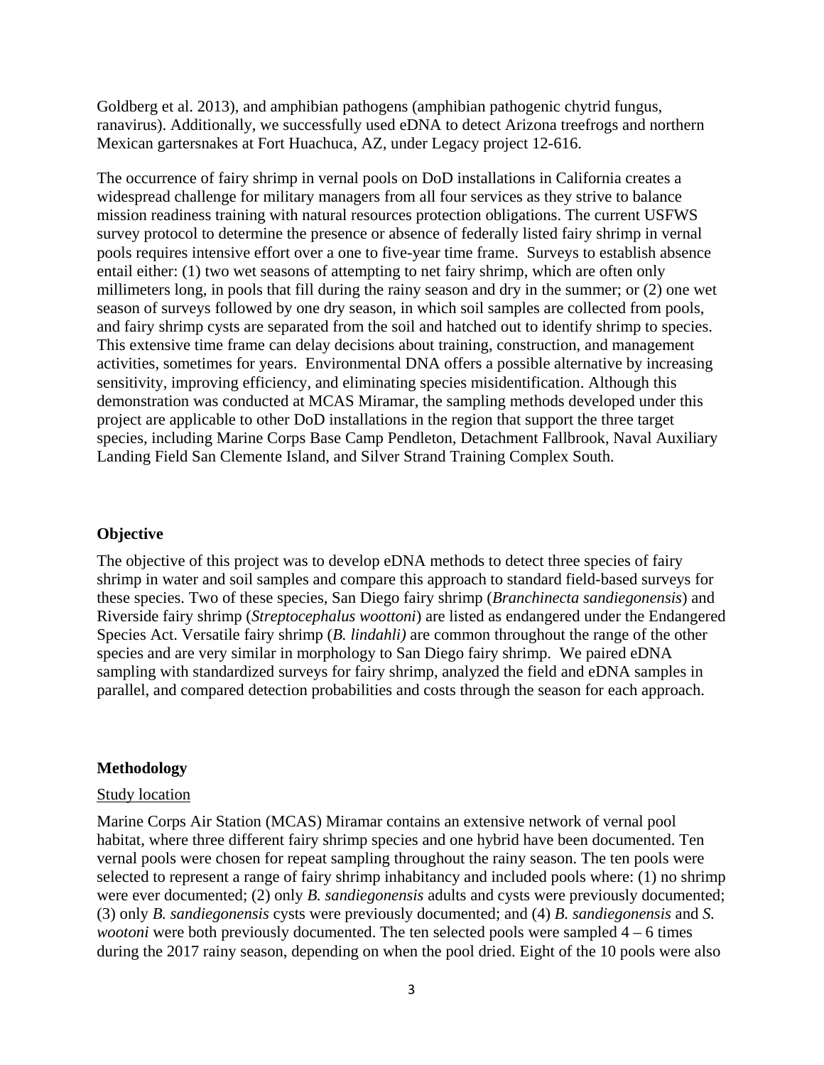Goldberg et al. 2013), and amphibian pathogens (amphibian pathogenic chytrid fungus, ranavirus). Additionally, we successfully used eDNA to detect Arizona treefrogs and northern Mexican gartersnakes at Fort Huachuca, AZ, under Legacy project 12-616.

The occurrence of fairy shrimp in vernal pools on DoD installations in California creates a widespread challenge for military managers from all four services as they strive to balance mission readiness training with natural resources protection obligations. The current USFWS survey protocol to determine the presence or absence of federally listed fairy shrimp in vernal pools requires intensive effort over a one to five-year time frame. Surveys to establish absence entail either: (1) two wet seasons of attempting to net fairy shrimp, which are often only millimeters long, in pools that fill during the rainy season and dry in the summer; or (2) one wet season of surveys followed by one dry season, in which soil samples are collected from pools, and fairy shrimp cysts are separated from the soil and hatched out to identify shrimp to species. This extensive time frame can delay decisions about training, construction, and management activities, sometimes for years. Environmental DNA offers a possible alternative by increasing sensitivity, improving efficiency, and eliminating species misidentification. Although this demonstration was conducted at MCAS Miramar, the sampling methods developed under this project are applicable to other DoD installations in the region that support the three target species, including Marine Corps Base Camp Pendleton, Detachment Fallbrook, Naval Auxiliary Landing Field San Clemente Island, and Silver Strand Training Complex South.

**Objective**

The objective of this project was to develop eDNA methods to detect three species of fairy shrimp in water and soil samples and compare this approach to standard field-based surveys for these species. Two of these species, San Diego fairy shrimp (*Branchinecta sandiegonensis*) and Riverside fairy shrimp (*Streptocephalus woottoni*) are listed as endangered under the Endangered Species Act. Versatile fairy shrimp (*B. lindahli)* are common throughout the range of the other species and are very similar in morphology to San Diego fairy shrimp. We paired eDNA sampling with standardized surveys for fairy shrimp, analyzed the field and eDNA samples in parallel, and compared detection probabilities and costs through the season for each approach.

**Methodology**

Study location

Marine Corps Air Station (MCAS) Miramar contains an extensive network of vernal pool habitat, where three different fairy shrimp species and one hybrid have been documented. Ten vernal pools were chosen for repeat sampling throughout the rainy season. The ten pools were selected to represent a range of fairy shrimp inhabitancy and included pools where: (1) no shrimp were ever documented; (2) only *B. sandiegonensis* adults and cysts were previously documented; (3) only *B. sandiegonensis* cysts were previously documented; and (4) *B. sandiegonensis* and *S. wootoni* were both previously documented. The ten selected pools were sampled 4 – 6 times during the 2017 rainy season, depending on when the pool dried. Eight of the 10 pools were also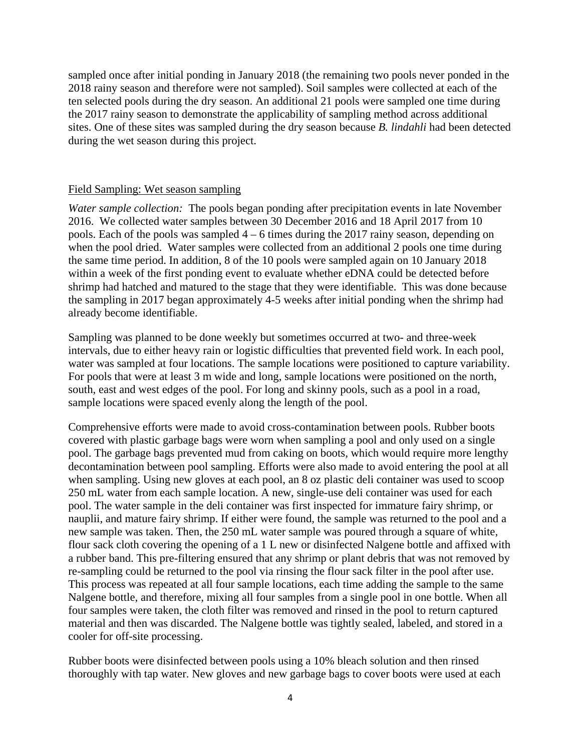sampled once after initial ponding in January 2018 (the remaining two pools never ponded in the 2018 rainy season and therefore were not sampled). Soil samples were collected at each of the ten selected pools during the dry season. An additional 21 pools were sampled one time during the 2017 rainy season to demonstrate the applicability of sampling method across additional sites. One of these sites was sampled during the dry season because *B. lindahli* had been detected during the wet season during this project.

## Field Sampling: Wet season sampling

*Water sample collection:* The pools began ponding after precipitation events in late November 2016. We collected water samples between 30 December 2016 and 18 April 2017 from 10 pools. Each of the pools was sampled 4 – 6 times during the 2017 rainy season, depending on when the pool dried. Water samples were collected from an additional 2 pools one time during the same time period. In addition, 8 of the 10 pools were sampled again on 10 January 2018 within a week of the first ponding event to evaluate whether eDNA could be detected before shrimp had hatched and matured to the stage that they were identifiable. This was done because the sampling in 2017 began approximately 4-5 weeks after initial ponding when the shrimp had already become identifiable.

Sampling was planned to be done weekly but sometimes occurred at two- and three-week intervals, due to either heavy rain or logistic difficulties that prevented field work. In each pool, water was sampled at four locations. The sample locations were positioned to capture variability. For pools that were at least 3 m wide and long, sample locations were positioned on the north, south, east and west edges of the pool. For long and skinny pools, such as a pool in a road, sample locations were spaced evenly along the length of the pool.

Comprehensive efforts were made to avoid cross-contamination between pools. Rubber boots covered with plastic garbage bags were worn when sampling a pool and only used on a single pool. The garbage bags prevented mud from caking on boots, which would require more lengthy decontamination between pool sampling. Efforts were also made to avoid entering the pool at all when sampling. Using new gloves at each pool, an 8 oz plastic deli container was used to scoop 250 mL water from each sample location. A new, single-use deli container was used for each pool. The water sample in the deli container was first inspected for immature fairy shrimp, or nauplii, and mature fairy shrimp. If either were found, the sample was returned to the pool and a new sample was taken. Then, the 250 mL water sample was poured through a square of white, flour sack cloth covering the opening of a 1 L new or disinfected Nalgene bottle and affixed with a rubber band. This pre-filtering ensured that any shrimp or plant debris that was not removed by re-sampling could be returned to the pool via rinsing the flour sack filter in the pool after use. This process was repeated at all four sample locations, each time adding the sample to the same Nalgene bottle, and therefore, mixing all four samples from a single pool in one bottle. When all four samples were taken, the cloth filter was removed and rinsed in the pool to return captured material and then was discarded. The Nalgene bottle was tightly sealed, labeled, and stored in a cooler for off-site processing.

Rubber boots were disinfected between pools using a 10% bleach solution and then rinsed thoroughly with tap water. New gloves and new garbage bags to cover boots were used at each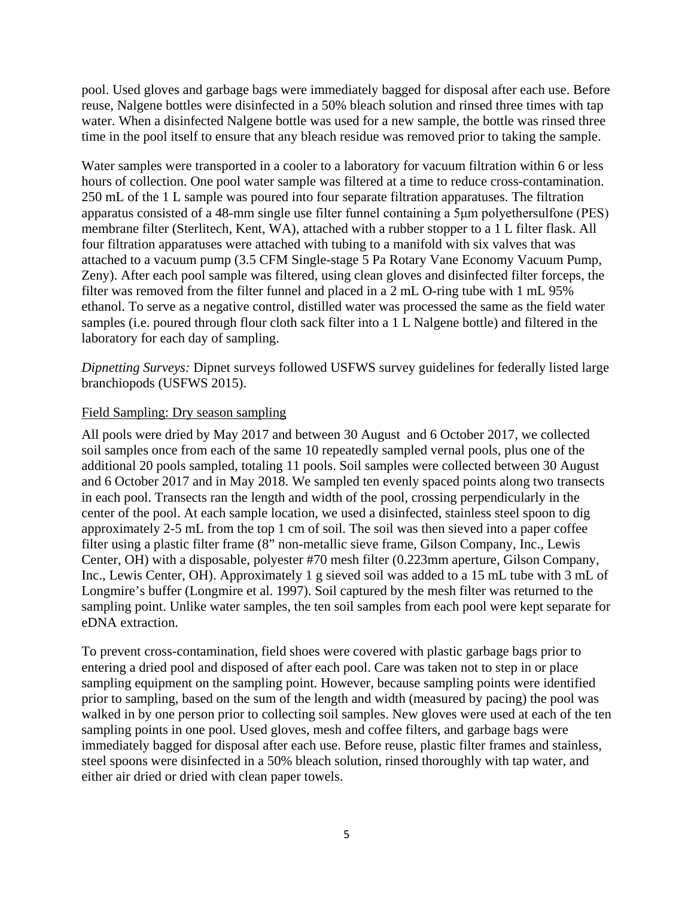pool. Used gloves and garbage bags were immediately bagged for disposal after each use. Before reuse, Nalgene bottles were disinfected in a 50% bleach solution and rinsed three times with tap water. When a disinfected Nalgene bottle was used for a new sample, the bottle was rinsed three time in the pool itself to ensure that any bleach residue was removed prior to taking the sample.

Water samples were transported in a cooler to a laboratory for vacuum filtration within 6 or less hours of collection. One pool water sample was filtered at a time to reduce cross-contamination. 250 mL of the 1 L sample was poured into four separate filtration apparatuses. The filtration apparatus consisted of a 48-mm single use filter funnel containing a 5μm polyethersulfone (PES) membrane filter (Sterlitech, Kent, WA), attached with a rubber stopper to a 1 L filter flask. All four filtration apparatuses were attached with tubing to a manifold with six valves that was attached to a vacuum pump (3.5 CFM Single-stage 5 Pa Rotary Vane Economy Vacuum Pump, Zeny). After each pool sample was filtered, using clean gloves and disinfected filter forceps, the filter was removed from the filter funnel and placed in a 2 mL O-ring tube with 1 mL 95% ethanol. To serve as a negative control, distilled water was processed the same as the field water samples (i.e. poured through flour cloth sack filter into a 1 L Nalgene bottle) and filtered in the laboratory for each day of sampling.

*Dipnetting Surveys:* Dipnet surveys followed USFWS survey guidelines for federally listed large branchiopods (USFWS 2015).

Field Sampling: Dry season sampling

All pools were dried by May 2017 and between 30 August and 6 October 2017, we collected soil samples once from each of the same 10 repeatedly sampled vernal pools, plus one of the additional 20 pools sampled, totaling 11 pools. Soil samples were collected between 30 August and 6 October 2017 and in May 2018. We sampled ten evenly spaced points along two transects in each pool. Transects ran the length and width of the pool, crossing perpendicularly in the center of the pool. At each sample location, we used a disinfected, stainless steel spoon to dig approximately 2-5 mL from the top 1 cm of soil. The soil was then sieved into a paper coffee filter using a plastic filter frame (8" non-metallic sieve frame, Gilson Company, Inc., Lewis Center, OH) with a disposable, polyester #70 mesh filter (0.223mm aperture, Gilson Company, Inc., Lewis Center, OH). Approximately 1 g sieved soil was added to a 15 mL tube with 3 mL of Longmire's buffer (Longmire et al. 1997). Soil captured by the mesh filter was returned to the sampling point. Unlike water samples, the ten soil samples from each pool were kept separate for eDNA extraction.

To prevent cross-contamination, field shoes were covered with plastic garbage bags prior to entering a dried pool and disposed of after each pool. Care was taken not to step in or place sampling equipment on the sampling point. However, because sampling points were identified prior to sampling, based on the sum of the length and width (measured by pacing) the pool was walked in by one person prior to collecting soil samples. New gloves were used at each of the ten sampling points in one pool. Used gloves, mesh and coffee filters, and garbage bags were immediately bagged for disposal after each use. Before reuse, plastic filter frames and stainless, steel spoons were disinfected in a 50% bleach solution, rinsed thoroughly with tap water, and either air dried or dried with clean paper towels.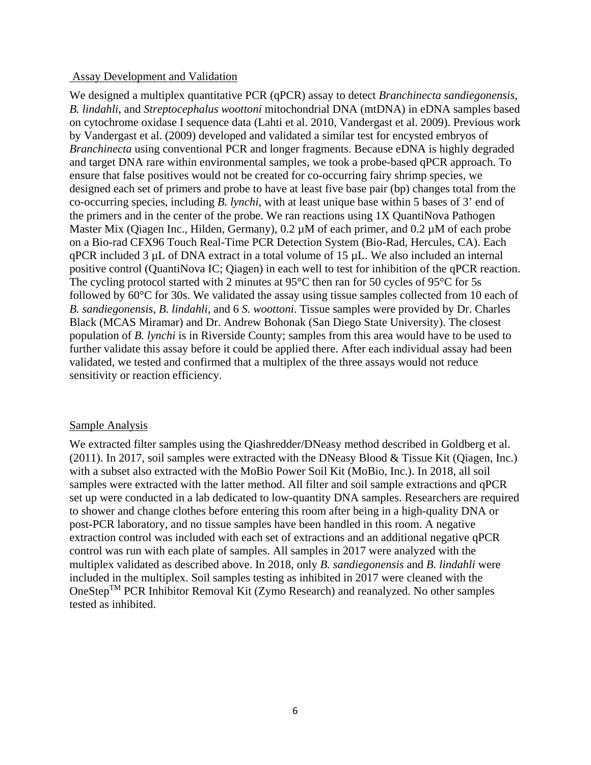## Assay Development and Validation

We designed a multiplex quantitative PCR (qPCR) assay to detect *Branchinecta sandiegonensis*, *B. lindahli*, and *Streptocephalus woottoni* mitochondrial DNA (mtDNA) in eDNA samples based on cytochrome oxidase I sequence data (Lahti et al. 2010, Vandergast et al. 2009). Previous work by Vandergast et al. (2009) developed and validated a similar test for encysted embryos of *Branchinecta* using conventional PCR and longer fragments. Because eDNA is highly degraded and target DNA rare within environmental samples, we took a probe-based qPCR approach. To ensure that false positives would not be created for co-occurring fairy shrimp species, we designed each set of primers and probe to have at least five base pair (bp) changes total from the co-occurring species, including *B. lynchi*, with at least unique base within 5 bases of 3' end of the primers and in the center of the probe. We ran reactions using 1X QuantiNova Pathogen Master Mix (Qiagen Inc., Hilden, Germany), 0.2 µM of each primer, and 0.2 µM of each probe on a Bio-rad CFX96 Touch Real-Time PCR Detection System (Bio-Rad, Hercules, CA). Each qPCR included 3 µL of DNA extract in a total volume of 15 µL. We also included an internal positive control (QuantiNova IC; Qiagen) in each well to test for inhibition of the qPCR reaction. The cycling protocol started with 2 minutes at 95°C then ran for 50 cycles of 95°C for 5s followed by 60°C for 30s. We validated the assay using tissue samples collected from 10 each of *B. sandiegonensis*, *B. lindahli*, and 6 *S. woottoni*. Tissue samples were provided by Dr. Charles Black (MCAS Miramar) and Dr. Andrew Bohonak (San Diego State University). The closest population of *B. lynchi* is in Riverside County; samples from this area would have to be used to further validate this assay before it could be applied there. After each individual assay had been validated, we tested and confirmed that a multiplex of the three assays would not reduce sensitivity or reaction efficiency.

## Sample Analysis

We extracted filter samples using the Qiashredder/DNeasy method described in Goldberg et al. (2011). In 2017, soil samples were extracted with the DNeasy Blood & Tissue Kit (Qiagen, Inc.) with a subset also extracted with the MoBio Power Soil Kit (MoBio, Inc.). In 2018, all soil samples were extracted with the latter method. All filter and soil sample extractions and qPCR set up were conducted in a lab dedicated to low-quantity DNA samples. Researchers are required to shower and change clothes before entering this room after being in a high-quality DNA or post-PCR laboratory, and no tissue samples have been handled in this room. A negative extraction control was included with each set of extractions and an additional negative qPCR control was run with each plate of samples. All samples in 2017 were analyzed with the multiplex validated as described above. In 2018, only *B. sandiegonensis* and *B. lindahli* were included in the multiplex. Soil samples testing as inhibited in 2017 were cleaned with the OneStep™ PCR Inhibitor Removal Kit (Zymo Research) and reanalyzed. No other samples tested as inhibited.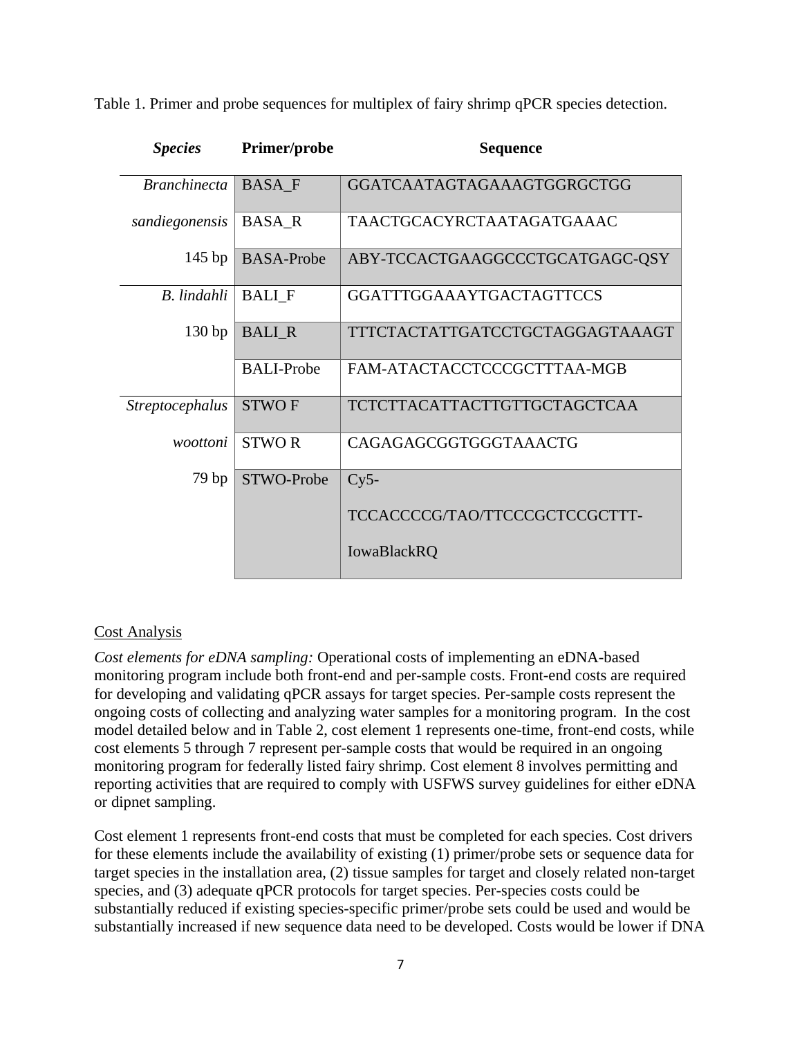Table 1. Primer and probe sequences for multiplex of fairy shrimp qPCR species detection.

| *Species* | Primer/probe | Sequence |
|---|---|---|
| *Branchinecta sandiegonensis* 145 bp | BASA_F | GGATCAATAGTAGAAAGTGGRGCTGG |
| | BASA_R | TAACTGCACYRCTAATAGATGAAAC |
| | BASA-Probe | ABY-TCCACTGAAGGCCCTGCATGAGC-QSY |
| *B. lindahli* 130 bp | BALI_F | GGATTTGGAAAYTGACTAGTTCCS |
| | BALI_R | TTTCTACTATTGATCCTGCTAGGAGTAAAGT |
| | BALI-Probe | FAM-ATACTACCTCCCGCTTTAA-MGB |
| *Streptocephalus woottoni* 79 bp | STWO F | TCTCTTACATTACTTGTTGCTAGCTCAA |
| | STWO R | CAGAGAGCGGTGGGTAAACTG |
| | STWO-Probe | Cy5-TCCACCCCG/TAO/TTCCCGCTCCGCTTT-IowaBlackRQ |

## Cost Analysis

*Cost elements for eDNA sampling:* Operational costs of implementing an eDNA-based monitoring program include both front-end and per-sample costs. Front-end costs are required for developing and validating qPCR assays for target species. Per-sample costs represent the ongoing costs of collecting and analyzing water samples for a monitoring program. In the cost model detailed below and in Table 2, cost element 1 represents one-time, front-end costs, while cost elements 5 through 7 represent per-sample costs that would be required in an ongoing monitoring program for federally listed fairy shrimp. Cost element 8 involves permitting and reporting activities that are required to comply with USFWS survey guidelines for either eDNA or dipnet sampling.

Cost element 1 represents front-end costs that must be completed for each species. Cost drivers for these elements include the availability of existing (1) primer/probe sets or sequence data for target species in the installation area, (2) tissue samples for target and closely related non-target species, and (3) adequate qPCR protocols for target species. Per-species costs could be substantially reduced if existing species-specific primer/probe sets could be used and would be substantially increased if new sequence data need to be developed. Costs would be lower if DNA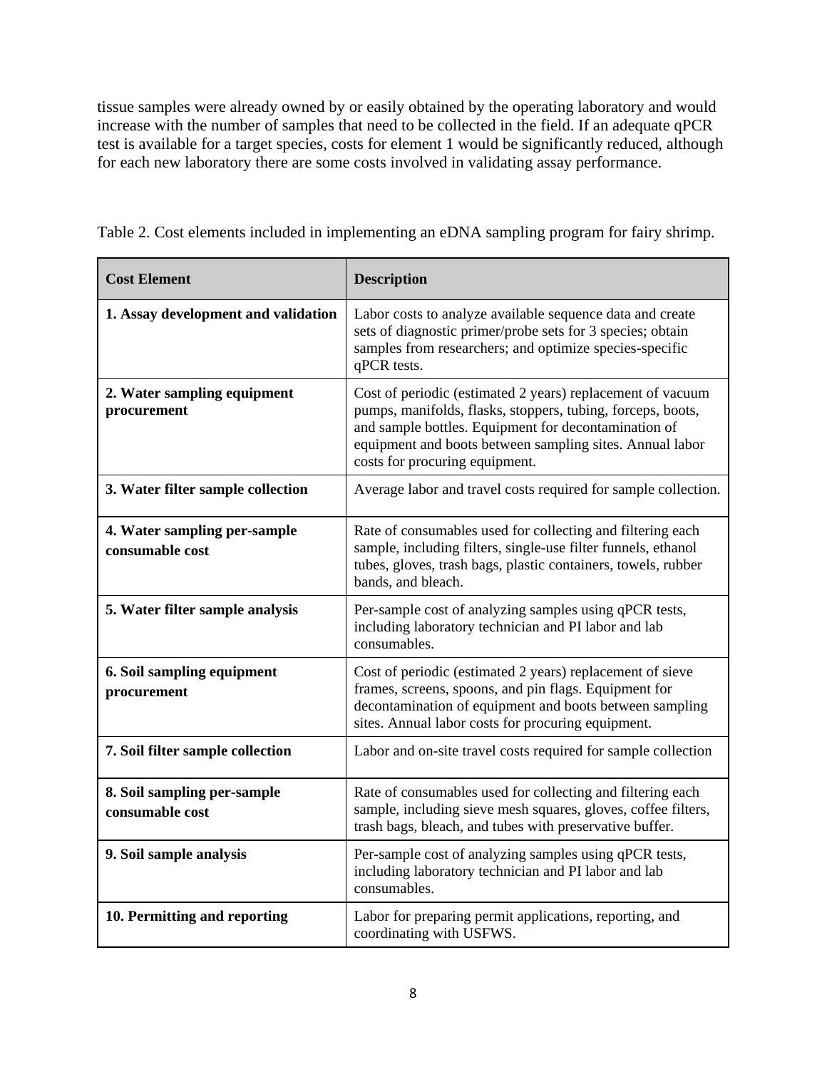tissue samples were already owned by or easily obtained by the operating laboratory and would increase with the number of samples that need to be collected in the field. If an adequate qPCR test is available for a target species, costs for element 1 would be significantly reduced, although for each new laboratory there are some costs involved in validating assay performance.

Table 2. Cost elements included in implementing an eDNA sampling program for fairy shrimp.

| Cost Element | Description |
|---|---|
| **1. Assay development and validation** | Labor costs to analyze available sequence data and create sets of diagnostic primer/probe sets for 3 species; obtain samples from researchers; and optimize species-specific qPCR tests. |
| **2. Water sampling equipment procurement** | Cost of periodic (estimated 2 years) replacement of vacuum pumps, manifolds, flasks, stoppers, tubing, forceps, boots, and sample bottles. Equipment for decontamination of equipment and boots between sampling sites. Annual labor costs for procuring equipment. |
| **3. Water filter sample collection** | Average labor and travel costs required for sample collection. |
| **4. Water sampling per-sample consumable cost** | Rate of consumables used for collecting and filtering each sample, including filters, single-use filter funnels, ethanol tubes, gloves, trash bags, plastic containers, towels, rubber bands, and bleach. |
| **5. Water filter sample analysis** | Per-sample cost of analyzing samples using qPCR tests, including laboratory technician and PI labor and lab consumables. |
| **6. Soil sampling equipment procurement** | Cost of periodic (estimated 2 years) replacement of sieve frames, screens, spoons, and pin flags. Equipment for decontamination of equipment and boots between sampling sites. Annual labor costs for procuring equipment. |
| **7. Soil filter sample collection** | Labor and on-site travel costs required for sample collection |
| **8. Soil sampling per-sample consumable cost** | Rate of consumables used for collecting and filtering each sample, including sieve mesh squares, gloves, coffee filters, trash bags, bleach, and tubes with preservative buffer. |
| **9. Soil sample analysis** | Per-sample cost of analyzing samples using qPCR tests, including laboratory technician and PI labor and lab consumables. |
| **10. Permitting and reporting** | Labor for preparing permit applications, reporting, and coordinating with USFWS. |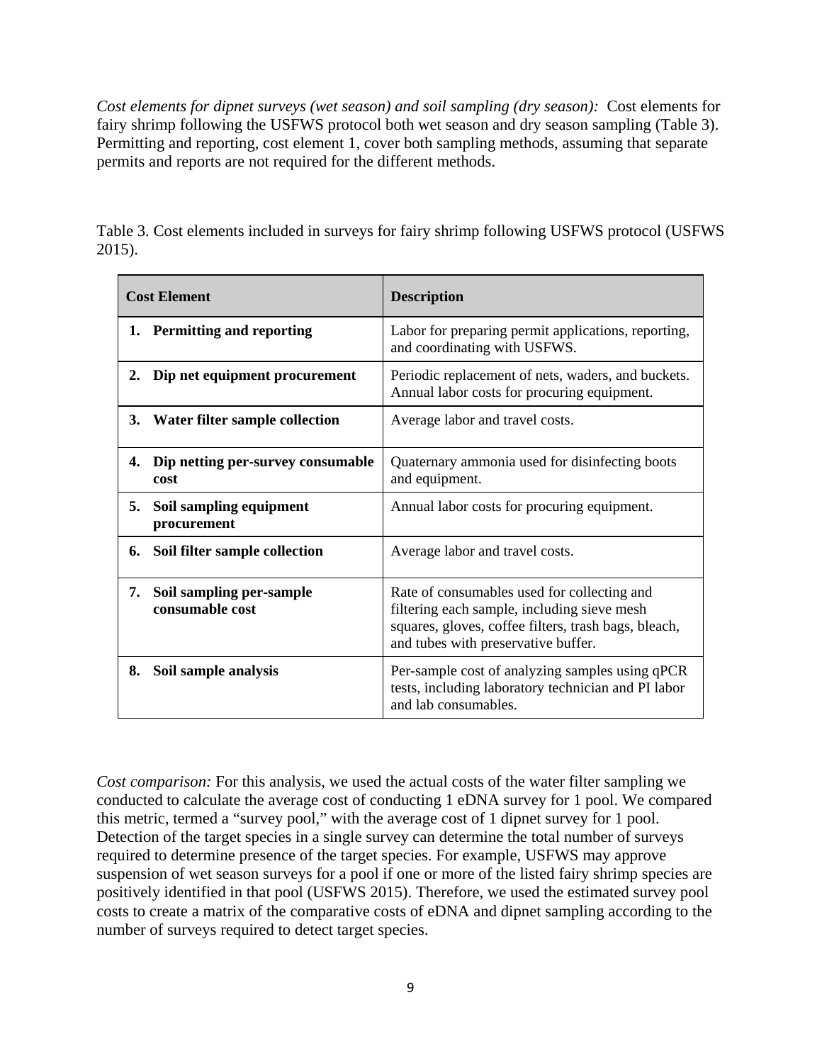*Cost elements for dipnet surveys (wet season) and soil sampling (dry season):* Cost elements for fairy shrimp following the USFWS protocol both wet season and dry season sampling (Table 3). Permitting and reporting, cost element 1, cover both sampling methods, assuming that separate permits and reports are not required for the different methods.

Table 3. Cost elements included in surveys for fairy shrimp following USFWS protocol (USFWS 2015).

| Cost Element | Description |
| --- | --- |
| **1. Permitting and reporting** | Labor for preparing permit applications, reporting, and coordinating with USFWS. |
| **2. Dip net equipment procurement** | Periodic replacement of nets, waders, and buckets. Annual labor costs for procuring equipment. |
| **3. Water filter sample collection** | Average labor and travel costs. |
| **4. Dip netting per-survey consumable cost** | Quaternary ammonia used for disinfecting boots and equipment. |
| **5. Soil sampling equipment procurement** | Annual labor costs for procuring equipment. |
| **6. Soil filter sample collection** | Average labor and travel costs. |
| **7. Soil sampling per-sample consumable cost** | Rate of consumables used for collecting and filtering each sample, including sieve mesh squares, gloves, coffee filters, trash bags, bleach, and tubes with preservative buffer. |
| **8. Soil sample analysis** | Per-sample cost of analyzing samples using qPCR tests, including laboratory technician and PI labor and lab consumables. |

*Cost comparison:* For this analysis, we used the actual costs of the water filter sampling we conducted to calculate the average cost of conducting 1 eDNA survey for 1 pool. We compared this metric, termed a "survey pool," with the average cost of 1 dipnet survey for 1 pool. Detection of the target species in a single survey can determine the total number of surveys required to determine presence of the target species. For example, USFWS may approve suspension of wet season surveys for a pool if one or more of the listed fairy shrimp species are positively identified in that pool (USFWS 2015). Therefore, we used the estimated survey pool costs to create a matrix of the comparative costs of eDNA and dipnet sampling according to the number of surveys required to detect target species.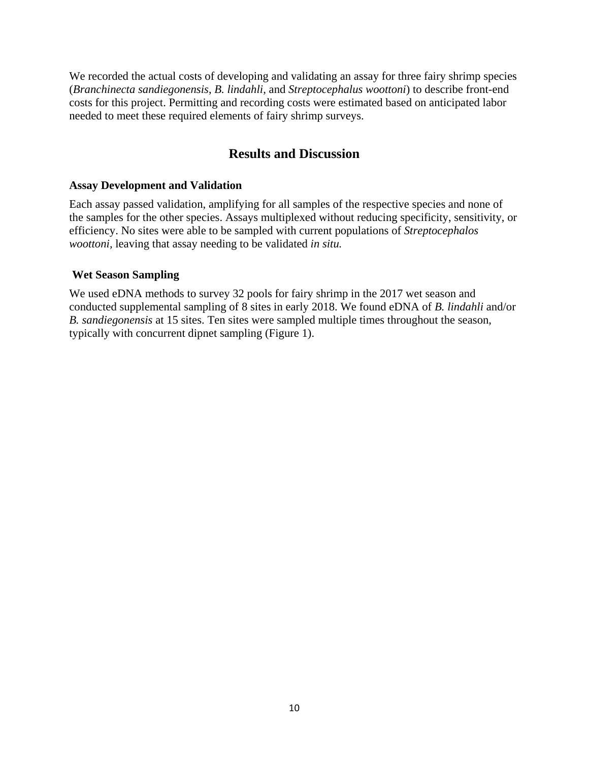We recorded the actual costs of developing and validating an assay for three fairy shrimp species (*Branchinecta sandiegonensis*, *B. lindahli*, and *Streptocephalus woottoni*) to describe front-end costs for this project. Permitting and recording costs were estimated based on anticipated labor needed to meet these required elements of fairy shrimp surveys.

## Results and Discussion

### Assay Development and Validation

Each assay passed validation, amplifying for all samples of the respective species and none of the samples for the other species. Assays multiplexed without reducing specificity, sensitivity, or efficiency. No sites were able to be sampled with current populations of *Streptocephalos woottoni,* leaving that assay needing to be validated *in situ.*

### Wet Season Sampling

We used eDNA methods to survey 32 pools for fairy shrimp in the 2017 wet season and conducted supplemental sampling of 8 sites in early 2018. We found eDNA of *B. lindahli* and/or *B. sandiegonensis* at 15 sites. Ten sites were sampled multiple times throughout the season, typically with concurrent dipnet sampling (Figure 1).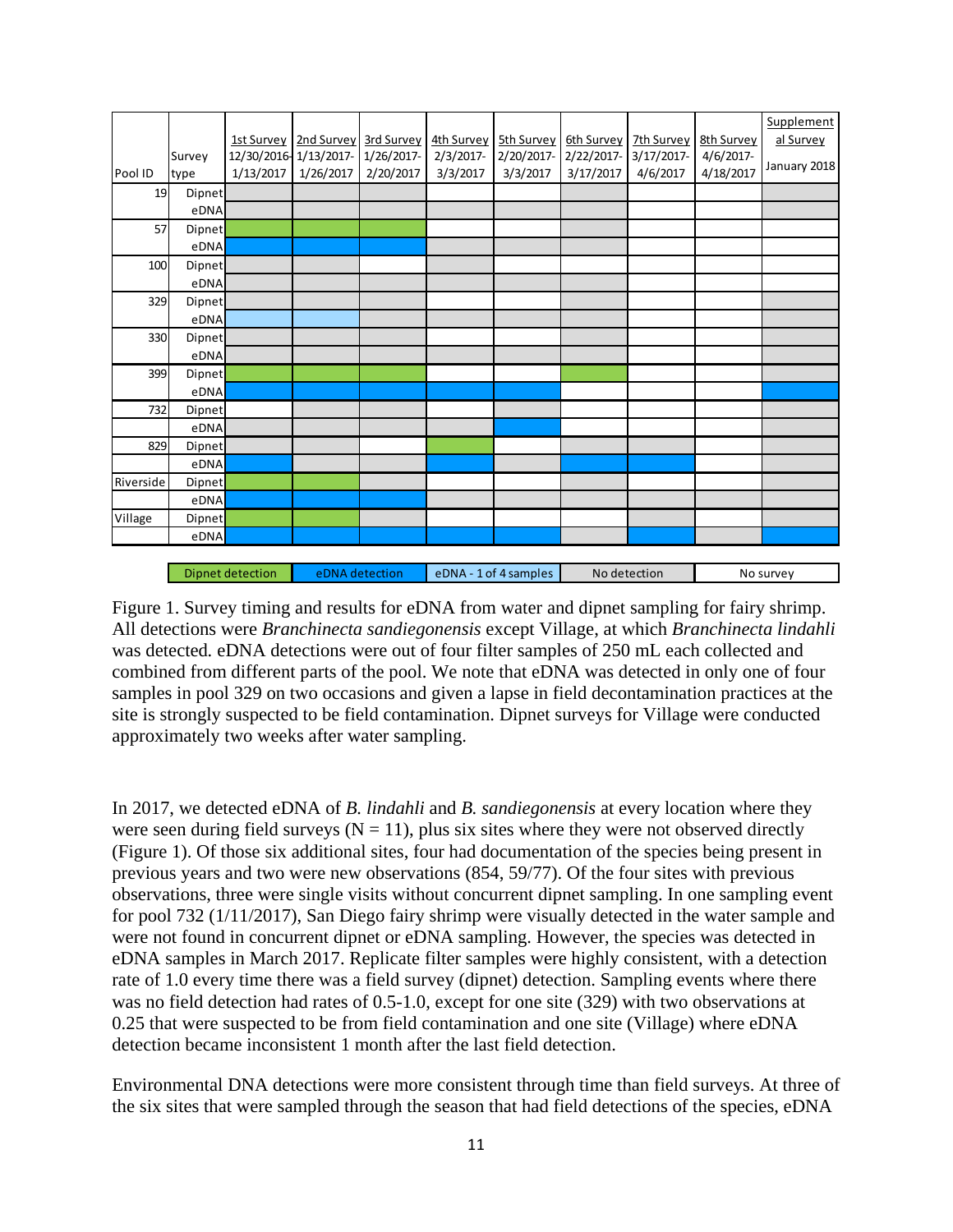| Pool ID | Survey type | 1st Survey 12/30/2016-1/13/2017 | 2nd Survey 1/13/2017-1/26/2017 | 3rd Survey 1/26/2017-2/20/2017 | 4th Survey 2/3/2017-3/3/2017 | 5th Survey 2/20/2017-3/3/2017 | 6th Survey 2/22/2017-3/17/2017 | 7th Survey 3/17/2017-4/6/2017 | 8th Survey 4/6/2017-4/18/2017 | Supplemental Survey January 2018 |
|---|---|---|---|---|---|---|---|---|---|---|
| 19 | Dipnet | No detection | No detection | No detection | No survey | No survey | No detection | No survey | No survey | No detection |
| | eDNA | No detection | No detection | No detection | No detection | No detection | No detection | No survey | No survey | No detection |
| 57 | Dipnet | Dipnet detection | Dipnet detection | Dipnet detection | No survey | No survey | No detection | No survey | No survey | No survey |
| | eDNA | eDNA detection | eDNA detection | eDNA detection | No detection | No detection | No detection | No survey | No survey | No survey |
| 100 | Dipnet | No detection | No detection | No survey | No detection | No survey | No detection | No survey | No survey | No survey |
| | eDNA | No detection | No detection | No detection | No detection | No detection | No detection | No survey | No survey | No survey |
| 329 | Dipnet | No detection | No detection | No detection | No survey | No survey | No detection | No survey | No survey | No detection |
| | eDNA | eDNA - 1 of 4 samples | eDNA - 1 of 4 samples | No detection | No detection | No detection | No detection | No survey | No survey | No detection |
| 330 | Dipnet | No detection | No detection | No detection | No survey | No survey | No detection | No survey | No survey | No detection |
| | eDNA | No detection | No detection | No detection | No detection | No detection | No detection | No survey | No survey | No detection |
| 399 | Dipnet | Dipnet detection | Dipnet detection | Dipnet detection | No survey | No survey | Dipnet detection | No survey | No survey | No detection |
| | eDNA | eDNA detection | eDNA detection | eDNA detection | eDNA detection | eDNA detection | No survey | No survey | No survey | eDNA detection |
| 732 | Dipnet | No survey | No detection | No detection | No survey | No detection | No survey | No survey | No survey | No detection |
| | eDNA | No detection | No detection | No detection | No detection | eDNA detection | No survey | No survey | No survey | No detection |
| 829 | Dipnet | No detection | No detection | No survey | Dipnet detection | No survey | No detection | No detection | No survey | No detection |
| | eDNA | eDNA detection | No detection | No detection | eDNA detection | No detection | eDNA detection | eDNA detection | No survey | No detection |
| Riverside | Dipnet | Dipnet detection | Dipnet detection | No detection | No survey | No survey | No detection | No survey | No survey | No detection |
| | eDNA | eDNA detection | eDNA detection | eDNA detection | No detection | No detection | No detection | No survey | No survey | No detection |
| Village | Dipnet | Dipnet detection | Dipnet detection | No detection | No survey | No survey | No survey | No survey | No survey | No detection |
| | eDNA | eDNA detection | eDNA detection | eDNA detection | eDNA detection | eDNA detection | No detection | eDNA detection | No detection | eDNA detection |

Legend: Dipnet detection | eDNA detection | eDNA - 1 of 4 samples | No detection | No survey

Figure 1. Survey timing and results for eDNA from water and dipnet sampling for fairy shrimp. All detections were *Branchinecta sandiegonensis* except Village, at which *Branchinecta lindahli* was detected. eDNA detections were out of four filter samples of 250 mL each collected and combined from different parts of the pool. We note that eDNA was detected in only one of four samples in pool 329 on two occasions and given a lapse in field decontamination practices at the site is strongly suspected to be field contamination. Dipnet surveys for Village were conducted approximately two weeks after water sampling.

In 2017, we detected eDNA of *B. lindahli* and *B. sandiegonensis* at every location where they were seen during field surveys (N = 11), plus six sites where they were not observed directly (Figure 1). Of those six additional sites, four had documentation of the species being present in previous years and two were new observations (854, 59/77). Of the four sites with previous observations, three were single visits without concurrent dipnet sampling. In one sampling event for pool 732 (1/11/2017), San Diego fairy shrimp were visually detected in the water sample and were not found in concurrent dipnet or eDNA sampling. However, the species was detected in eDNA samples in March 2017. Replicate filter samples were highly consistent, with a detection rate of 1.0 every time there was a field survey (dipnet) detection. Sampling events where there was no field detection had rates of 0.5-1.0, except for one site (329) with two observations at 0.25 that were suspected to be from field contamination and one site (Village) where eDNA detection became inconsistent 1 month after the last field detection.

Environmental DNA detections were more consistent through time than field surveys. At three of the six sites that were sampled through the season that had field detections of the species, eDNA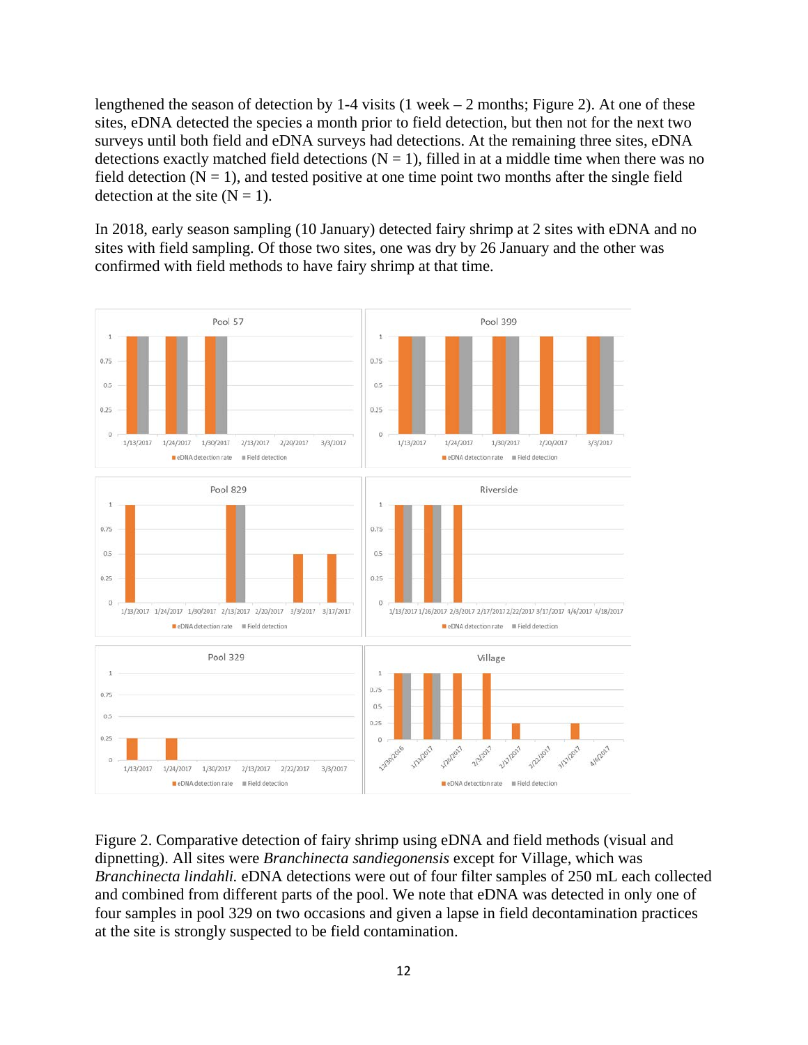lengthened the season of detection by 1-4 visits (1 week – 2 months; Figure 2). At one of these sites, eDNA detected the species a month prior to field detection, but then not for the next two surveys until both field and eDNA surveys had detections. At the remaining three sites, eDNA detections exactly matched field detections (N = 1), filled in at a middle time when there was no field detection (N = 1), and tested positive at one time point two months after the single field detection at the site (N = 1).

In 2018, early season sampling (10 January) detected fairy shrimp at 2 sites with eDNA and no sites with field sampling. Of those two sites, one was dry by 26 January and the other was confirmed with field methods to have fairy shrimp at that time.

Figure 2. Comparative detection of fairy shrimp using eDNA and field methods (visual and dipnetting). All sites were *Branchinecta sandiegonensis* except for Village, which was *Branchinecta lindahli.* eDNA detections were out of four filter samples of 250 mL each collected and combined from different parts of the pool. We note that eDNA was detected in only one of four samples in pool 329 on two occasions and given a lapse in field decontamination practices at the site is strongly suspected to be field contamination.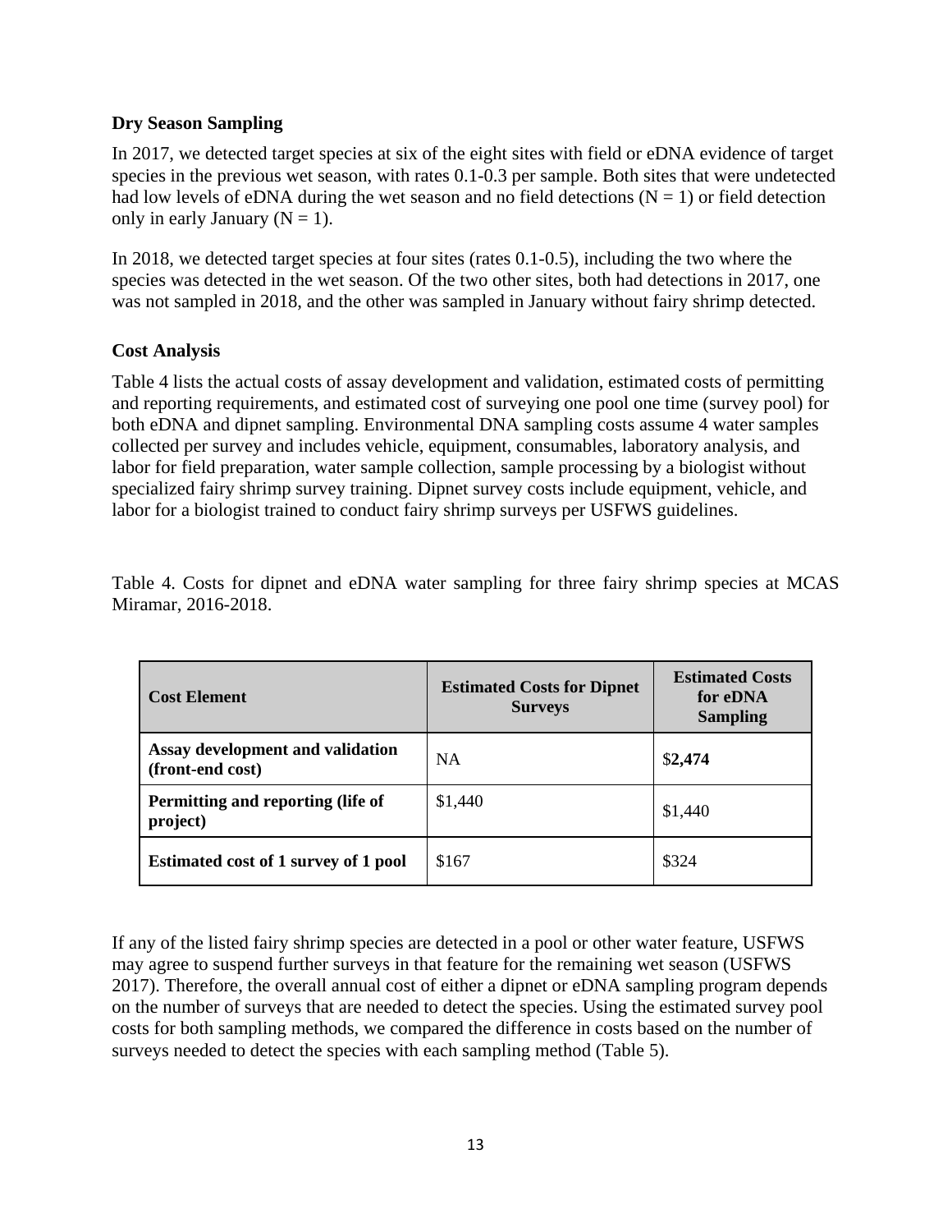### Dry Season Sampling

In 2017, we detected target species at six of the eight sites with field or eDNA evidence of target species in the previous wet season, with rates 0.1-0.3 per sample. Both sites that were undetected had low levels of eDNA during the wet season and no field detections (N = 1) or field detection only in early January (N = 1).

In 2018, we detected target species at four sites (rates 0.1-0.5), including the two where the species was detected in the wet season. Of the two other sites, both had detections in 2017, one was not sampled in 2018, and the other was sampled in January without fairy shrimp detected.

### Cost Analysis

Table 4 lists the actual costs of assay development and validation, estimated costs of permitting and reporting requirements, and estimated cost of surveying one pool one time (survey pool) for both eDNA and dipnet sampling. Environmental DNA sampling costs assume 4 water samples collected per survey and includes vehicle, equipment, consumables, laboratory analysis, and labor for field preparation, water sample collection, sample processing by a biologist without specialized fairy shrimp survey training. Dipnet survey costs include equipment, vehicle, and labor for a biologist trained to conduct fairy shrimp surveys per USFWS guidelines.

Table 4. Costs for dipnet and eDNA water sampling for three fairy shrimp species at MCAS Miramar, 2016-2018.

| Cost Element | Estimated Costs for Dipnet Surveys | Estimated Costs for eDNA Sampling |
|---|---|---|
| **Assay development and validation (front-end cost)** | NA | $**2,474** |
| **Permitting and reporting (life of project)** | $1,440 | $1,440 |
| **Estimated cost of 1 survey of 1 pool** | $167 | $324 |

If any of the listed fairy shrimp species are detected in a pool or other water feature, USFWS may agree to suspend further surveys in that feature for the remaining wet season (USFWS 2017). Therefore, the overall annual cost of either a dipnet or eDNA sampling program depends on the number of surveys that are needed to detect the species. Using the estimated survey pool costs for both sampling methods, we compared the difference in costs based on the number of surveys needed to detect the species with each sampling method (Table 5).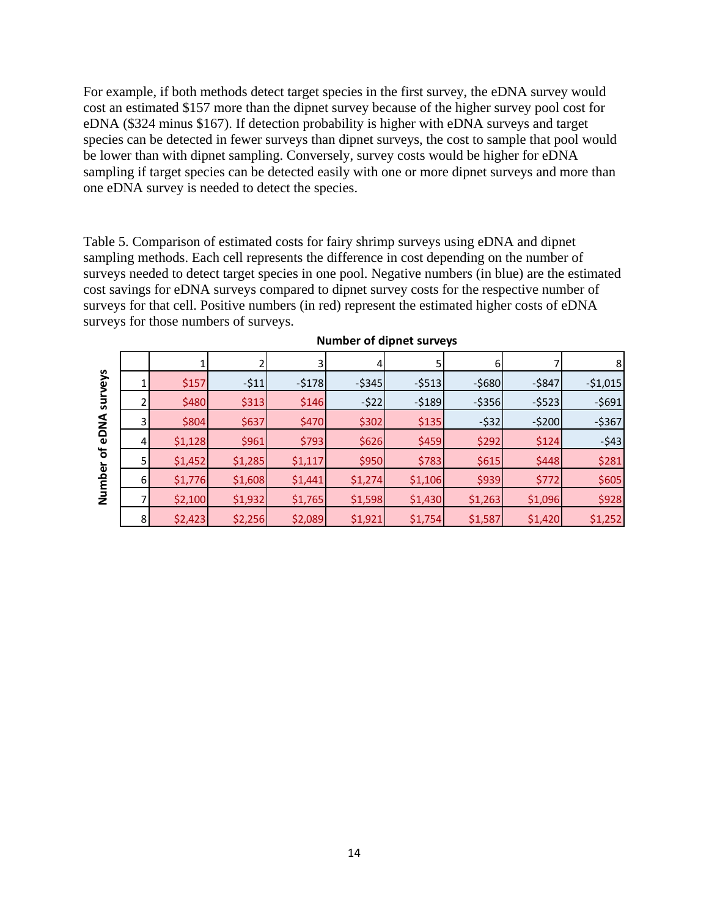For example, if both methods detect target species in the first survey, the eDNA survey would cost an estimated $157 more than the dipnet survey because of the higher survey pool cost for eDNA ($324 minus $167). If detection probability is higher with eDNA surveys and target species can be detected in fewer surveys than dipnet surveys, the cost to sample that pool would be lower than with dipnet sampling. Conversely, survey costs would be higher for eDNA sampling if target species can be detected easily with one or more dipnet surveys and more than one eDNA survey is needed to detect the species.

Table 5. Comparison of estimated costs for fairy shrimp surveys using eDNA and dipnet sampling methods. Each cell represents the difference in cost depending on the number of surveys needed to detect target species in one pool. Negative numbers (in blue) are the estimated cost savings for eDNA surveys compared to dipnet survey costs for the respective number of surveys for that cell. Positive numbers (in red) represent the estimated higher costs of eDNA surveys for those numbers of surveys.

| Number of eDNA surveys | Number of dipnet surveys: 1 | 2 | 3 | 4 | 5 | 6 | 7 | 8 |
|---|---|---|---|---|---|---|---|---|
| 1 | $157 | -$11 | -$178 | -$345 | -$513 | -$680 | -$847 | -$1,015 |
| 2 | $480 | $313 | $146 | -$22 | -$189 | -$356 | -$523 | -$691 |
| 3 | $804 | $637 | $470 | $302 | $135 | -$32 | -$200 | -$367 |
| 4 | $1,128 | $961 | $793 | $626 | $459 | $292 | $124 | -$43 |
| 5 | $1,452 | $1,285 | $1,117 | $950 | $783 | $615 | $448 | $281 |
| 6 | $1,776 | $1,608 | $1,441 | $1,274 | $1,106 | $939 | $772 | $605 |
| 7 | $2,100 | $1,932 | $1,765 | $1,598 | $1,430 | $1,263 | $1,096 | $928 |
| 8 | $2,423 | $2,256 | $2,089 | $1,921 | $1,754 | $1,587 | $1,420 | $1,252 |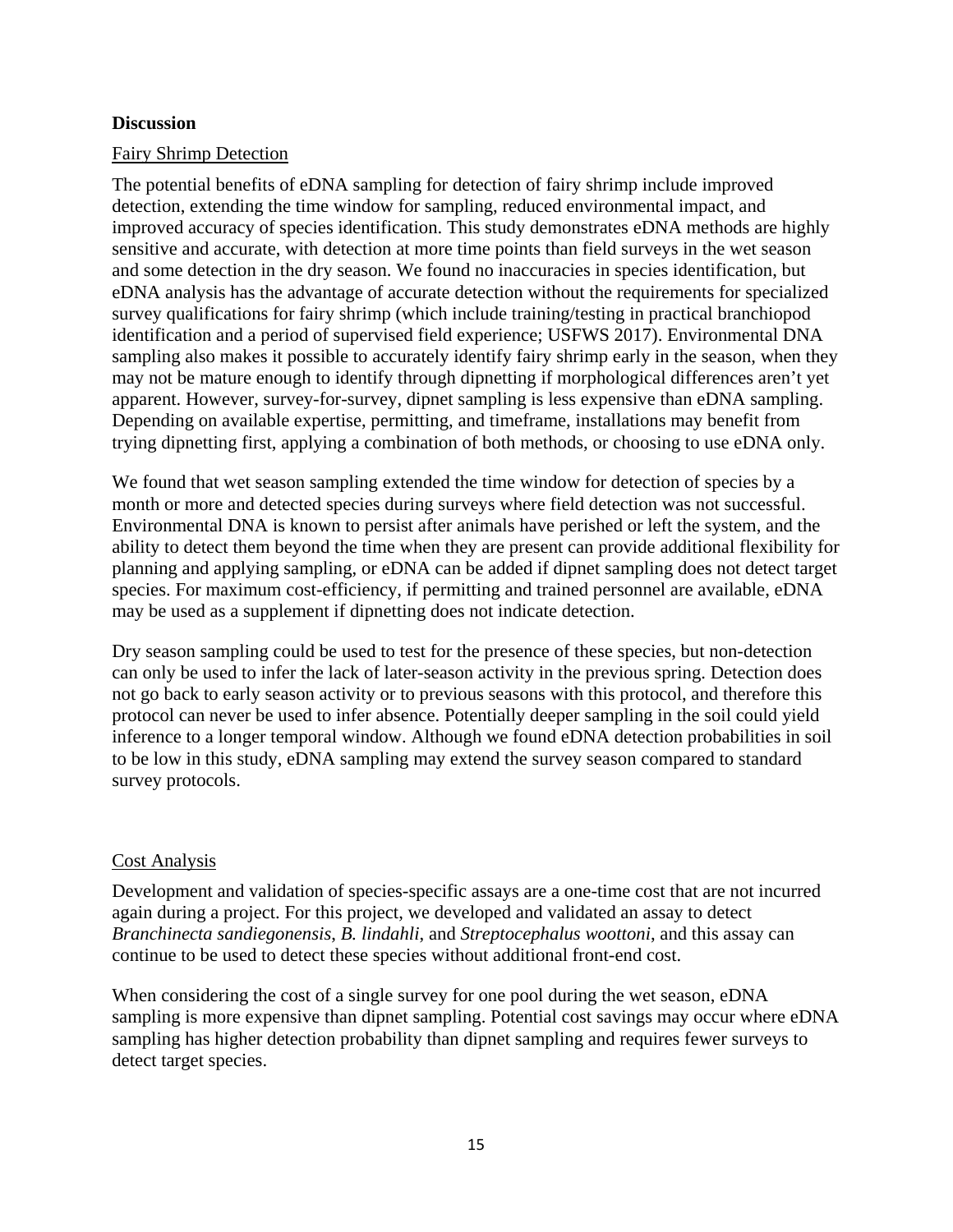## Discussion

### Fairy Shrimp Detection

The potential benefits of eDNA sampling for detection of fairy shrimp include improved detection, extending the time window for sampling, reduced environmental impact, and improved accuracy of species identification. This study demonstrates eDNA methods are highly sensitive and accurate, with detection at more time points than field surveys in the wet season and some detection in the dry season. We found no inaccuracies in species identification, but eDNA analysis has the advantage of accurate detection without the requirements for specialized survey qualifications for fairy shrimp (which include training/testing in practical branchiopod identification and a period of supervised field experience; USFWS 2017). Environmental DNA sampling also makes it possible to accurately identify fairy shrimp early in the season, when they may not be mature enough to identify through dipnetting if morphological differences aren't yet apparent. However, survey-for-survey, dipnet sampling is less expensive than eDNA sampling. Depending on available expertise, permitting, and timeframe, installations may benefit from trying dipnetting first, applying a combination of both methods, or choosing to use eDNA only.

We found that wet season sampling extended the time window for detection of species by a month or more and detected species during surveys where field detection was not successful. Environmental DNA is known to persist after animals have perished or left the system, and the ability to detect them beyond the time when they are present can provide additional flexibility for planning and applying sampling, or eDNA can be added if dipnet sampling does not detect target species. For maximum cost-efficiency, if permitting and trained personnel are available, eDNA may be used as a supplement if dipnetting does not indicate detection.

Dry season sampling could be used to test for the presence of these species, but non-detection can only be used to infer the lack of later-season activity in the previous spring. Detection does not go back to early season activity or to previous seasons with this protocol, and therefore this protocol can never be used to infer absence. Potentially deeper sampling in the soil could yield inference to a longer temporal window. Although we found eDNA detection probabilities in soil to be low in this study, eDNA sampling may extend the survey season compared to standard survey protocols.

### Cost Analysis

Development and validation of species-specific assays are a one-time cost that are not incurred again during a project. For this project, we developed and validated an assay to detect *Branchinecta sandiegonensis*, *B. lindahli*, and *Streptocephalus woottoni*, and this assay can continue to be used to detect these species without additional front-end cost.

When considering the cost of a single survey for one pool during the wet season, eDNA sampling is more expensive than dipnet sampling. Potential cost savings may occur where eDNA sampling has higher detection probability than dipnet sampling and requires fewer surveys to detect target species.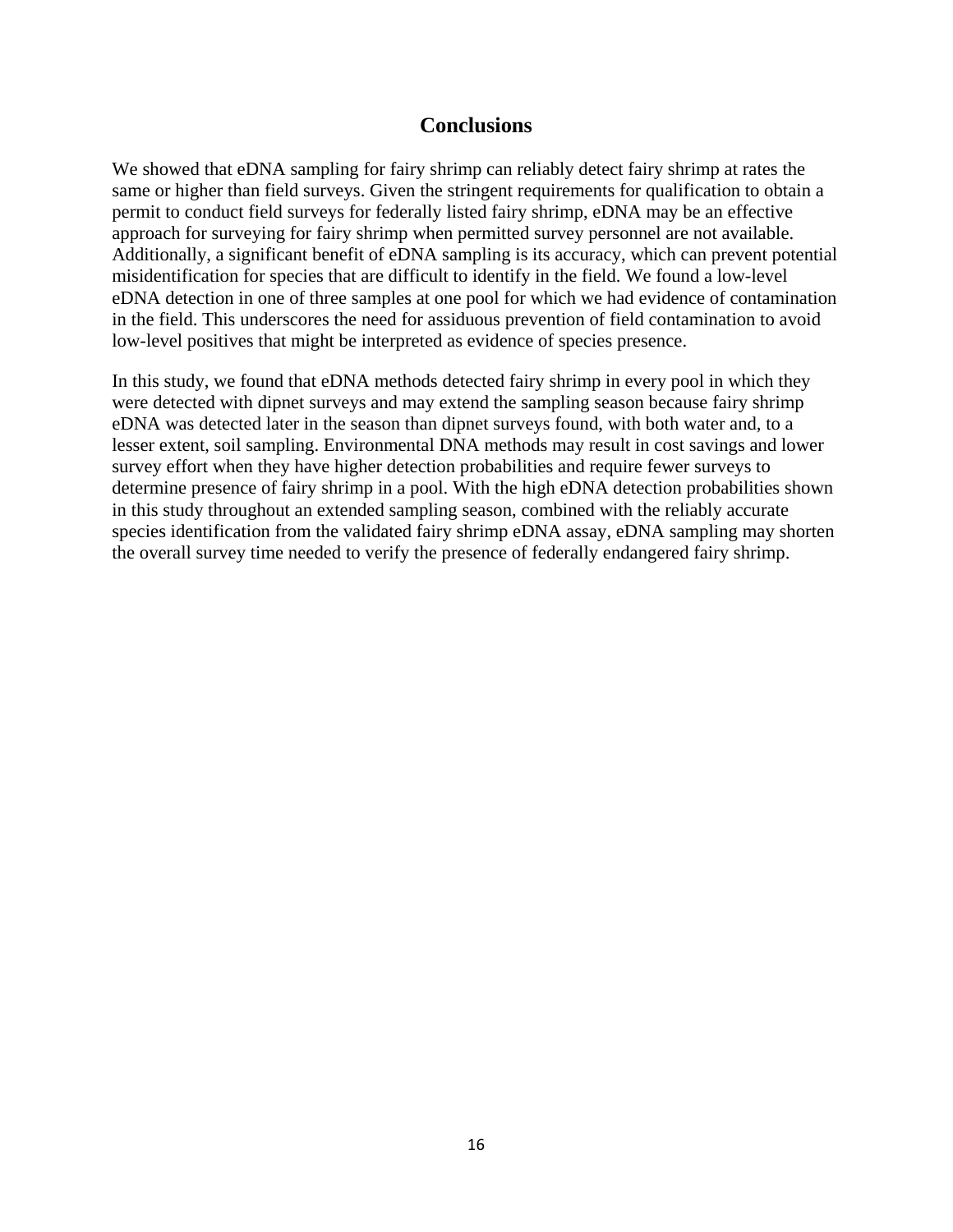## Conclusions

We showed that eDNA sampling for fairy shrimp can reliably detect fairy shrimp at rates the same or higher than field surveys. Given the stringent requirements for qualification to obtain a permit to conduct field surveys for federally listed fairy shrimp, eDNA may be an effective approach for surveying for fairy shrimp when permitted survey personnel are not available. Additionally, a significant benefit of eDNA sampling is its accuracy, which can prevent potential misidentification for species that are difficult to identify in the field. We found a low-level eDNA detection in one of three samples at one pool for which we had evidence of contamination in the field. This underscores the need for assiduous prevention of field contamination to avoid low-level positives that might be interpreted as evidence of species presence.

In this study, we found that eDNA methods detected fairy shrimp in every pool in which they were detected with dipnet surveys and may extend the sampling season because fairy shrimp eDNA was detected later in the season than dipnet surveys found, with both water and, to a lesser extent, soil sampling. Environmental DNA methods may result in cost savings and lower survey effort when they have higher detection probabilities and require fewer surveys to determine presence of fairy shrimp in a pool. With the high eDNA detection probabilities shown in this study throughout an extended sampling season, combined with the reliably accurate species identification from the validated fairy shrimp eDNA assay, eDNA sampling may shorten the overall survey time needed to verify the presence of federally endangered fairy shrimp.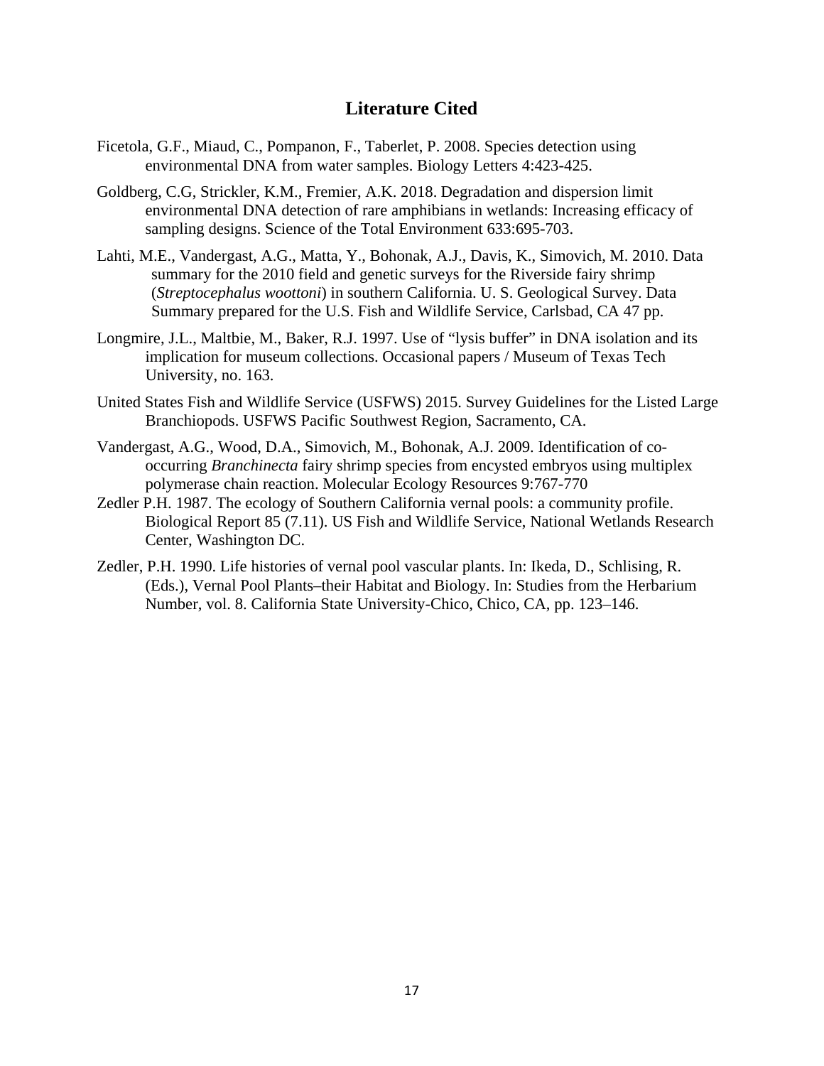# Literature Cited

Ficetola, G.F., Miaud, C., Pompanon, F., Taberlet, P. 2008. Species detection using environmental DNA from water samples. Biology Letters 4:423-425.

Goldberg, C.G, Strickler, K.M., Fremier, A.K. 2018. Degradation and dispersion limit environmental DNA detection of rare amphibians in wetlands: Increasing efficacy of sampling designs. Science of the Total Environment 633:695-703.

Lahti, M.E., Vandergast, A.G., Matta, Y., Bohonak, A.J., Davis, K., Simovich, M. 2010. Data summary for the 2010 field and genetic surveys for the Riverside fairy shrimp (*Streptocephalus woottoni*) in southern California. U. S. Geological Survey. Data Summary prepared for the U.S. Fish and Wildlife Service, Carlsbad, CA 47 pp.

Longmire, J.L., Maltbie, M., Baker, R.J. 1997. Use of "lysis buffer" in DNA isolation and its implication for museum collections. Occasional papers / Museum of Texas Tech University, no. 163.

United States Fish and Wildlife Service (USFWS) 2015. Survey Guidelines for the Listed Large Branchiopods. USFWS Pacific Southwest Region, Sacramento, CA.

Vandergast, A.G., Wood, D.A., Simovich, M., Bohonak, A.J. 2009. Identification of co-occurring *Branchinecta* fairy shrimp species from encysted embryos using multiplex polymerase chain reaction. Molecular Ecology Resources 9:767-770

Zedler P.H. 1987. The ecology of Southern California vernal pools: a community profile. Biological Report 85 (7.11). US Fish and Wildlife Service, National Wetlands Research Center, Washington DC.

Zedler, P.H. 1990. Life histories of vernal pool vascular plants. In: Ikeda, D., Schlising, R. (Eds.), Vernal Pool Plants–their Habitat and Biology. In: Studies from the Herbarium Number, vol. 8. California State University-Chico, Chico, CA, pp. 123–146.